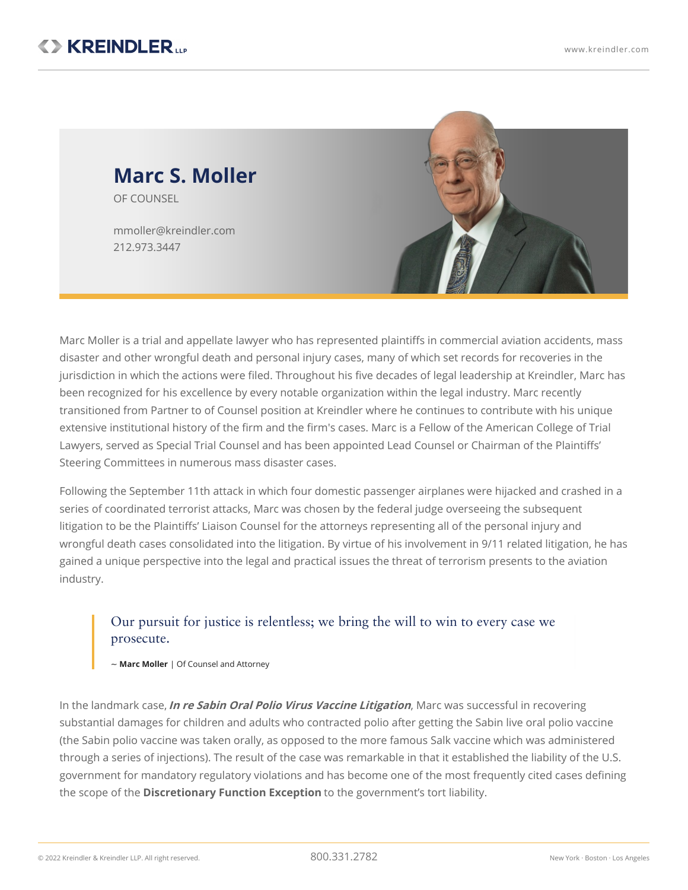# Marc S. Moller

OF COUNSEL

mmoller@kreindler.com
212.973.3447

Marc Moller is a trial and appellate lawyer who has represented plaintiffs in commercial aviation accidents, mass disaster and other wrongful death and personal injury cases, many of which set records for recoveries in the jurisdiction in which the actions were filed. Throughout his five decades of legal leadership at Kreindler, Marc has been recognized for his excellence by every notable organization within the legal industry. Marc recently transitioned from Partner to of Counsel position at Kreindler where he continues to contribute with his unique extensive institutional history of the firm and the firm's cases. Marc is a Fellow of the American College of Trial Lawyers, served as Special Trial Counsel and has been appointed Lead Counsel or Chairman of the Plaintiffs' Steering Committees in numerous mass disaster cases.

Following the September 11th attack in which four domestic passenger airplanes were hijacked and crashed in a series of coordinated terrorist attacks, Marc was chosen by the federal judge overseeing the subsequent litigation to be the Plaintiffs' Liaison Counsel for the attorneys representing all of the personal injury and wrongful death cases consolidated into the litigation. By virtue of his involvement in 9/11 related litigation, he has gained a unique perspective into the legal and practical issues the threat of terrorism presents to the aviation industry.

> Our pursuit for justice is relentless; we bring the will to win to every case we prosecute.
>
> ~ **Marc Moller** | Of Counsel and Attorney

In the landmark case, ***In re Sabin Oral Polio Virus Vaccine Litigation***, Marc was successful in recovering substantial damages for children and adults who contracted polio after getting the Sabin live oral polio vaccine (the Sabin polio vaccine was taken orally, as opposed to the more famous Salk vaccine which was administered through a series of injections). The result of the case was remarkable in that it established the liability of the U.S. government for mandatory regulatory violations and has become one of the most frequently cited cases defining the scope of the **Discretionary Function Exception** to the government's tort liability.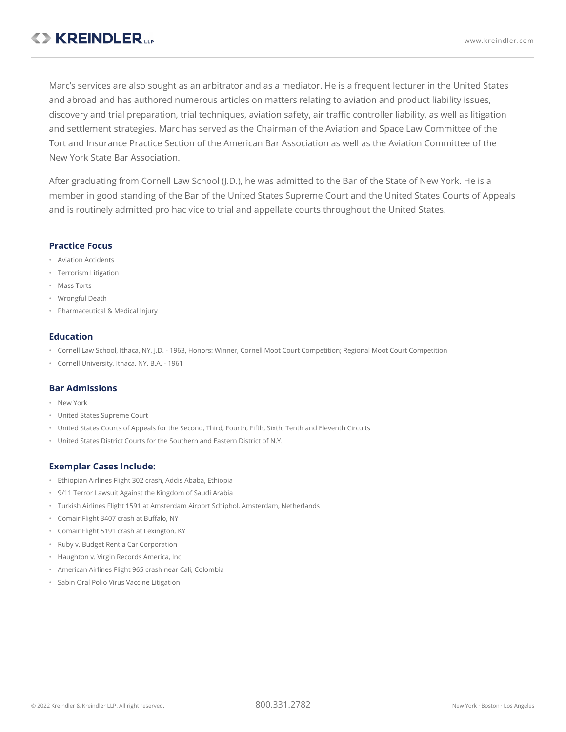Marc's services are also sought as an arbitrator and as a mediator. He is a frequent lecturer in the United States and abroad and has authored numerous articles on matters relating to aviation and product liability issues, discovery and trial preparation, trial techniques, aviation safety, air traffic controller liability, as well as litigation and settlement strategies. Marc has served as the Chairman of the Aviation and Space Law Committee of the Tort and Insurance Practice Section of the American Bar Association as well as the Aviation Committee of the New York State Bar Association.

After graduating from Cornell Law School (J.D.), he was admitted to the Bar of the State of New York. He is a member in good standing of the Bar of the United States Supreme Court and the United States Courts of Appeals and is routinely admitted pro hac vice to trial and appellate courts throughout the United States.

### Practice Focus

- Aviation Accidents
- Terrorism Litigation
- Mass Torts
- Wrongful Death
- Pharmaceutical & Medical Injury

### Education

- Cornell Law School, Ithaca, NY, J.D. - 1963, Honors: Winner, Cornell Moot Court Competition; Regional Moot Court Competition
- Cornell University, Ithaca, NY, B.A. - 1961

### Bar Admissions

- New York
- United States Supreme Court
- United States Courts of Appeals for the Second, Third, Fourth, Fifth, Sixth, Tenth and Eleventh Circuits
- United States District Courts for the Southern and Eastern District of N.Y.

### Exemplar Cases Include:

- Ethiopian Airlines Flight 302 crash, Addis Ababa, Ethiopia
- 9/11 Terror Lawsuit Against the Kingdom of Saudi Arabia
- Turkish Airlines Flight 1591 at Amsterdam Airport Schiphol, Amsterdam, Netherlands
- Comair Flight 3407 crash at Buffalo, NY
- Comair Flight 5191 crash at Lexington, KY
- Ruby v. Budget Rent a Car Corporation
- Haughton v. Virgin Records America, Inc.
- American Airlines Flight 965 crash near Cali, Colombia
- Sabin Oral Polio Virus Vaccine Litigation